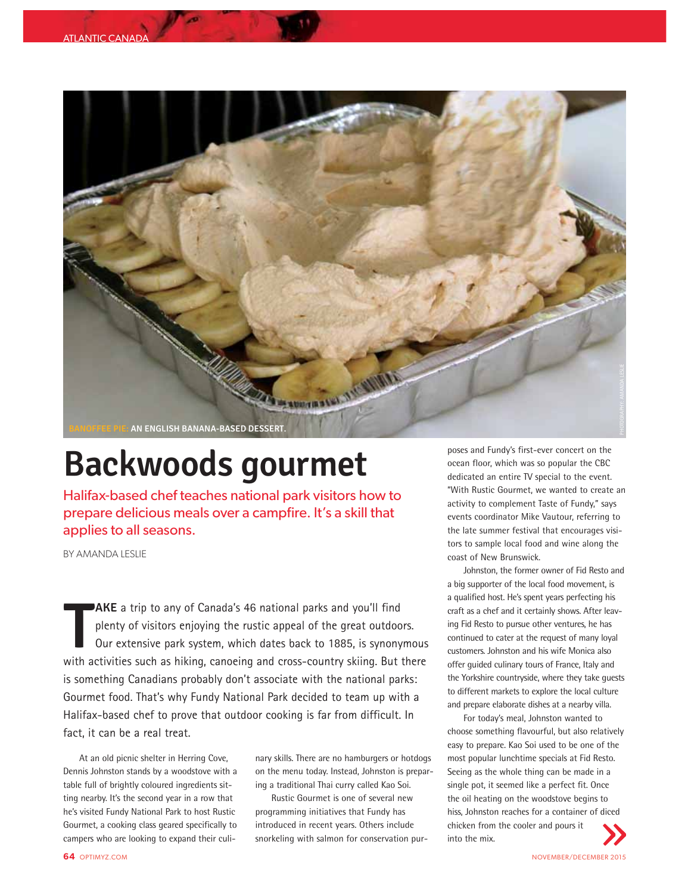BANOFFEE PIE: AN ENGLISH BANANA-BASED DESSERT.

# Backwoods gourmet

## Halifax-based chef teaches national park visitors how to prepare delicious meals over a campfire. It's a skill that applies to all seasons.

BY AMANDA LESLIE

**TAKE** a trip to any of Canada's 46 national parks and you'll find plenty of visitors enjoying the rustic appeal of the great outdoors. Our extensive park system, which dates back to 1885, is synonymous with activities such as hiking, canoeing and cross-country skiing. But there is something Canadians probably don't associate with the national parks: Gourmet food. That's why Fundy National Park decided to team up with a Halifax-based chef to prove that outdoor cooking is far from difficult. In fact, it can be a real treat.

At an old picnic shelter in Herring Cove, Dennis Johnston stands by a woodstove with a table full of brightly coloured ingredients sitting nearby. It's the second year in a row that he's visited Fundy National Park to host Rustic Gourmet, a cooking class geared specifically to campers who are looking to expand their culinary skills. There are no hamburgers or hotdogs on the menu today. Instead, Johnston is preparing a traditional Thai curry called Kao Soi.

Rustic Gourmet is one of several new programming initiatives that Fundy has introduced in recent years. Others include snorkeling with salmon for conservation purposes and Fundy's first-ever concert on the ocean floor, which was so popular the CBC dedicated an entire TV special to the event. "With Rustic Gourmet, we wanted to create an activity to complement Taste of Fundy," says events coordinator Mike Vautour, referring to the late summer festival that encourages visitors to sample local food and wine along the coast of New Brunswick.

Johnston, the former owner of Fid Resto and a big supporter of the local food movement, is a qualified host. He's spent years perfecting his craft as a chef and it certainly shows. After leaving Fid Resto to pursue other ventures, he has continued to cater at the request of many loyal customers. Johnston and his wife Monica also offer guided culinary tours of France, Italy and the Yorkshire countryside, where they take guests to different markets to explore the local culture and prepare elaborate dishes at a nearby villa.

For today's meal, Johnston wanted to choose something flavourful, but also relatively easy to prepare. Kao Soi used to be one of the most popular lunchtime specials at Fid Resto. Seeing as the whole thing can be made in a single pot, it seemed like a perfect fit. Once the oil heating on the woodstove begins to hiss, Johnston reaches for a container of diced chicken from the cooler and pours it into the mix.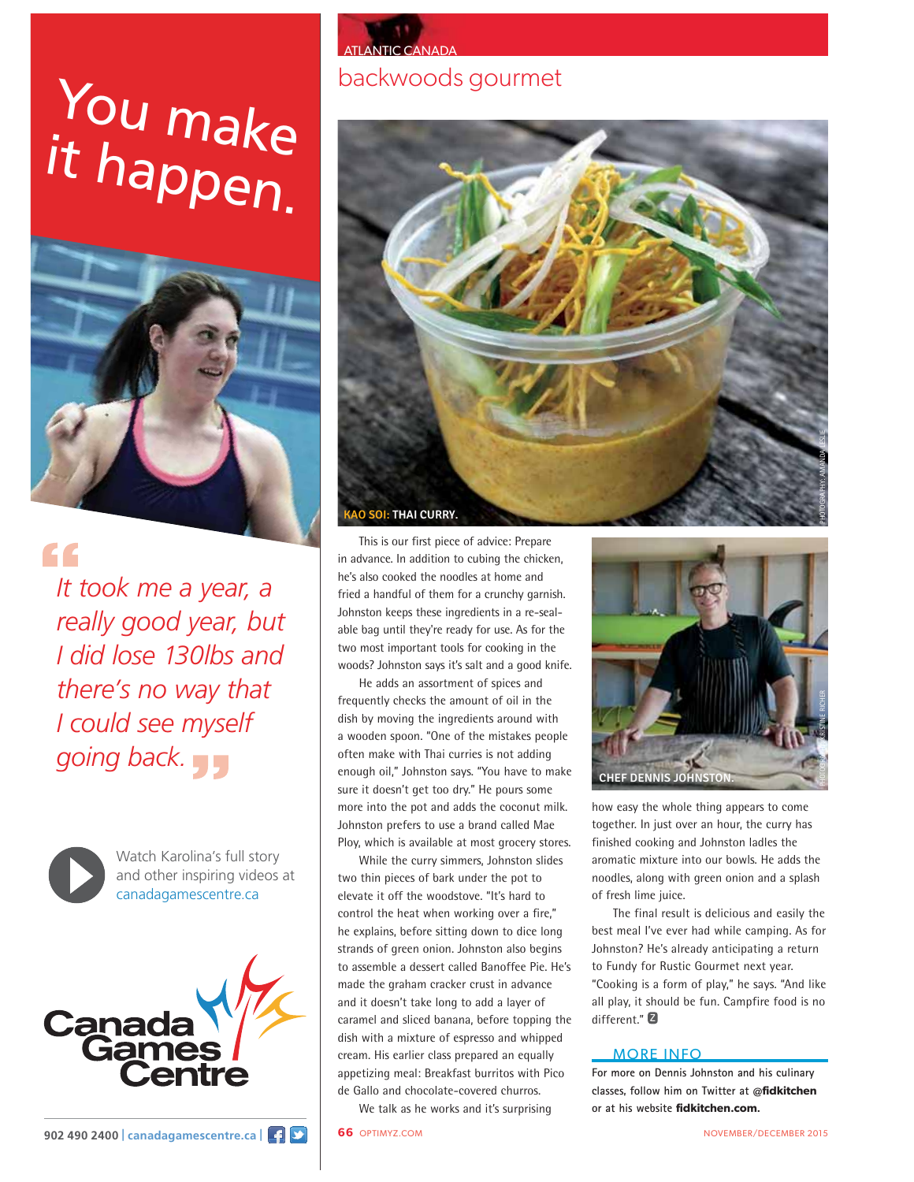# You make it happen.

*It took me a year, a really good year, but I did lose 130lbs and there's no way that I could see myself going back.*

Watch Karolina's full story and other inspiring videos at canadagamescentre.ca

Canada Games Centre

902 490 2400 | canadagamescentre.ca |

ATLANTIC CANADA

## backwoods gourmet

**KAO SOI:** **THAI CURRY.**

PHOTOGRAPHY: AMANDA LESLIE

This is our first piece of advice: Prepare in advance. In addition to cubing the chicken, he's also cooked the noodles at home and fried a handful of them for a crunchy garnish. Johnston keeps these ingredients in a re-sealable bag until they're ready for use. As for the two most important tools for cooking in the woods? Johnston says it's salt and a good knife.

He adds an assortment of spices and frequently checks the amount of oil in the dish by moving the ingredients around with a wooden spoon. "One of the mistakes people often make with Thai curries is not adding enough oil," Johnston says. "You have to make sure it doesn't get too dry." He pours some more into the pot and adds the coconut milk. Johnston prefers to use a brand called Mae Ploy, which is available at most grocery stores.

While the curry simmers, Johnston slides two thin pieces of bark under the pot to elevate it off the woodstove. "It's hard to control the heat when working over a fire," he explains, before sitting down to dice long strands of green onion. Johnston also begins to assemble a dessert called Banoffee Pie. He's made the graham cracker crust in advance and it doesn't take long to add a layer of caramel and sliced banana, before topping the dish with a mixture of espresso and whipped cream. His earlier class prepared an equally appetizing meal: Breakfast burritos with Pico de Gallo and chocolate-covered churros.

We talk as he works and it's surprising how easy the whole thing appears to come together. In just over an hour, the curry has finished cooking and Johnston ladles the aromatic mixture into our bowls. He adds the noodles, along with green onion and a splash of fresh lime juice.

**CHEF DENNIS JOHNSTON.**

PHOTOGRAPHY: KRISTINE RICHER

The final result is delicious and easily the best meal I've ever had while camping. As for Johnston? He's already anticipating a return to Fundy for Rustic Gourmet next year. "Cooking is a form of play," he says. "And like all play, it should be fun. Campfire food is no different."

### MORE INFO

For more on Dennis Johnston and his culinary classes, follow him on Twitter at **@fidkitchen** or at his website **fidkitchen.com.**